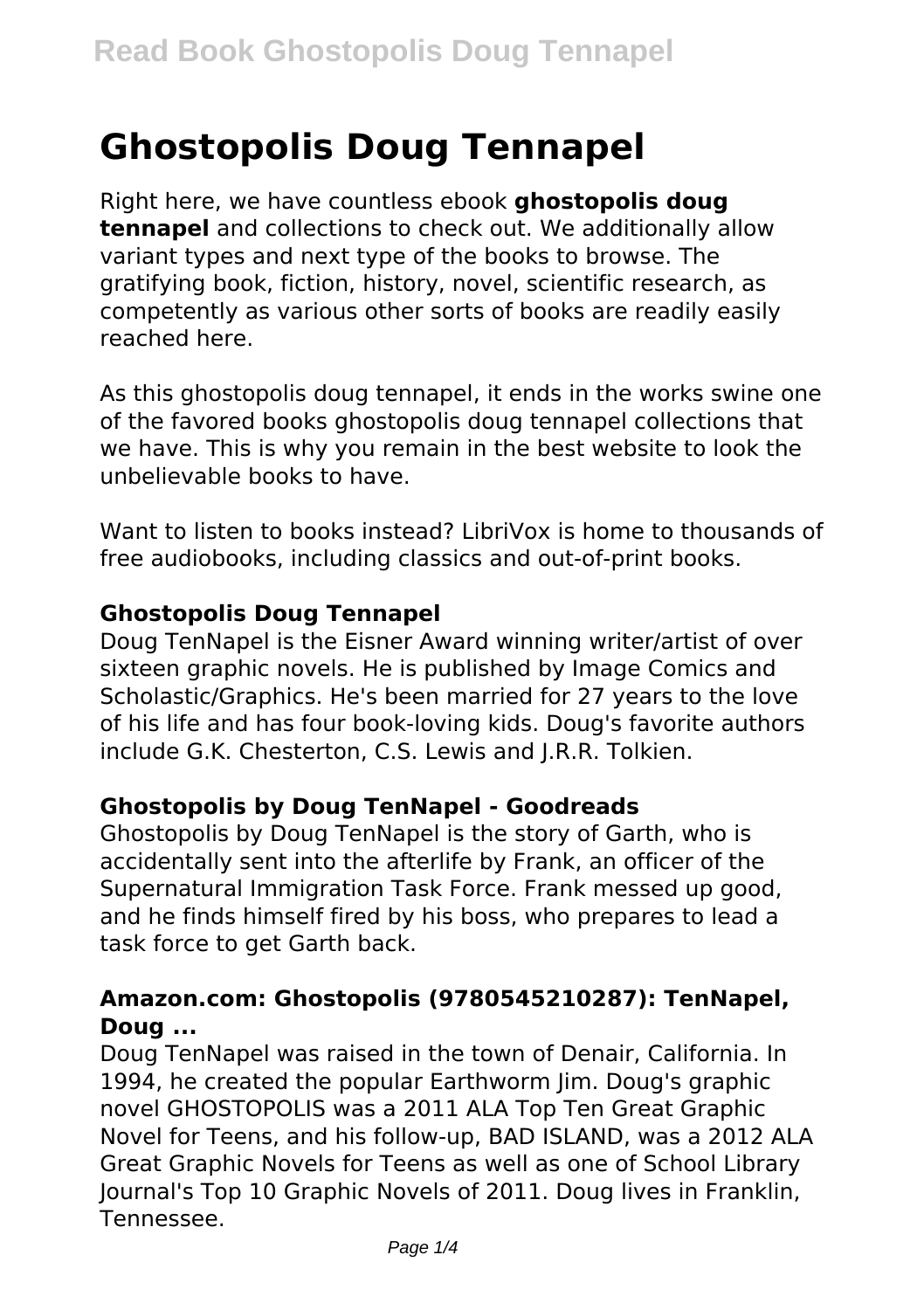# Ghostopolis Doug Tennapel

Right here, we have countless ebook **ghostopolis doug tennapel** and collections to check out. We additionally allow variant types and next type of the books to browse. The gratifying book, fiction, history, novel, scientific research, as competently as various other sorts of books are readily easily reached here.

As this ghostopolis doug tennapel, it ends in the works swine one of the favored books ghostopolis doug tennapel collections that we have. This is why you remain in the best website to look the unbelievable books to have.

Want to listen to books instead? LibriVox is home to thousands of free audiobooks, including classics and out-of-print books.

### Ghostopolis Doug Tennapel

Doug TenNapel is the Eisner Award winning writer/artist of over sixteen graphic novels. He is published by Image Comics and Scholastic/Graphics. He's been married for 27 years to the love of his life and has four book-loving kids. Doug's favorite authors include G.K. Chesterton, C.S. Lewis and J.R.R. Tolkien.

### Ghostopolis by Doug TenNapel - Goodreads

Ghostopolis by Doug TenNapel is the story of Garth, who is accidentally sent into the afterlife by Frank, an officer of the Supernatural Immigration Task Force. Frank messed up good, and he finds himself fired by his boss, who prepares to lead a task force to get Garth back.

### Amazon.com: Ghostopolis (9780545210287): TenNapel, Doug ...

Doug TenNapel was raised in the town of Denair, California. In 1994, he created the popular Earthworm Jim. Doug's graphic novel GHOSTOPOLIS was a 2011 ALA Top Ten Great Graphic Novel for Teens, and his follow-up, BAD ISLAND, was a 2012 ALA Great Graphic Novels for Teens as well as one of School Library Journal's Top 10 Graphic Novels of 2011. Doug lives in Franklin, Tennessee.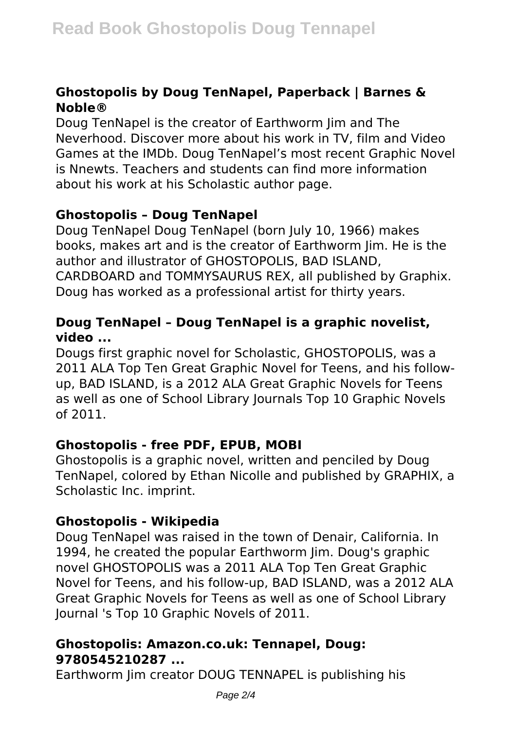### Ghostopolis by Doug TenNapel, Paperback | Barnes & Noble®

Doug TenNapel is the creator of Earthworm Jim and The Neverhood. Discover more about his work in TV, film and Video Games at the IMDb. Doug TenNapel's most recent Graphic Novel is Nnewts. Teachers and students can find more information about his work at his Scholastic author page.

### Ghostopolis – Doug TenNapel

Doug TenNapel Doug TenNapel (born July 10, 1966) makes books, makes art and is the creator of Earthworm Jim. He is the author and illustrator of GHOSTOPOLIS, BAD ISLAND, CARDBOARD and TOMMYSAURUS REX, all published by Graphix. Doug has worked as a professional artist for thirty years.

### Doug TenNapel – Doug TenNapel is a graphic novelist, video ...

Dougs first graphic novel for Scholastic, GHOSTOPOLIS, was a 2011 ALA Top Ten Great Graphic Novel for Teens, and his follow-up, BAD ISLAND, is a 2012 ALA Great Graphic Novels for Teens as well as one of School Library Journals Top 10 Graphic Novels of 2011.

### Ghostopolis - free PDF, EPUB, MOBI

Ghostopolis is a graphic novel, written and penciled by Doug TenNapel, colored by Ethan Nicolle and published by GRAPHIX, a Scholastic Inc. imprint.

### Ghostopolis - Wikipedia

Doug TenNapel was raised in the town of Denair, California. In 1994, he created the popular Earthworm Jim. Doug's graphic novel GHOSTOPOLIS was a 2011 ALA Top Ten Great Graphic Novel for Teens, and his follow-up, BAD ISLAND, was a 2012 ALA Great Graphic Novels for Teens as well as one of School Library Journal 's Top 10 Graphic Novels of 2011.

### Ghostopolis: Amazon.co.uk: Tennapel, Doug: 9780545210287 ...

Earthworm Jim creator DOUG TENNAPEL is publishing his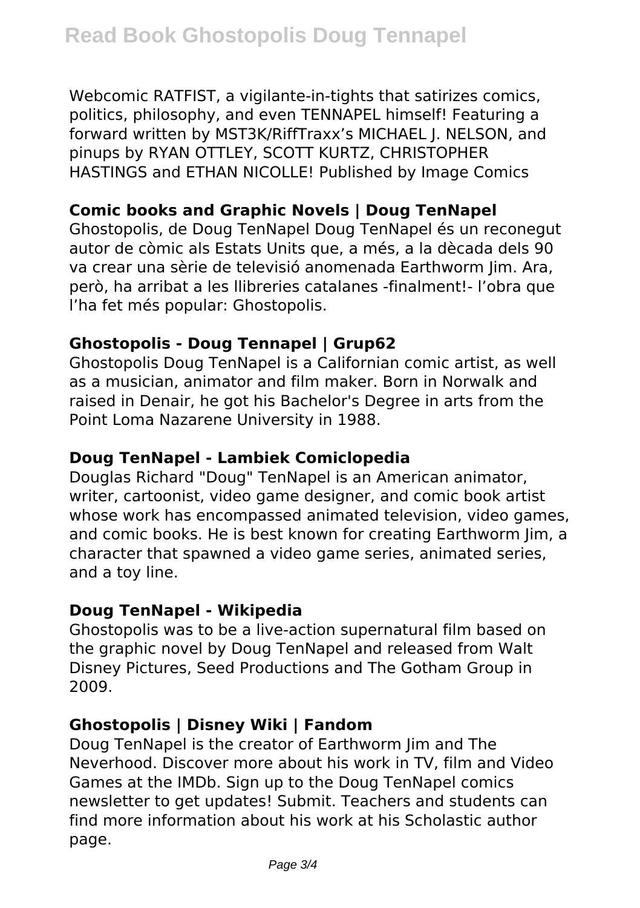Webcomic RATFIST, a vigilante-in-tights that satirizes comics, politics, philosophy, and even TENNAPEL himself! Featuring a forward written by MST3K/RiffTraxx's MICHAEL J. NELSON, and pinups by RYAN OTTLEY, SCOTT KURTZ, CHRISTOPHER HASTINGS and ETHAN NICOLLE! Published by Image Comics

### Comic books and Graphic Novels | Doug TenNapel

Ghostopolis, de Doug TenNapel Doug TenNapel és un reconegut autor de còmic als Estats Units que, a més, a la dècada dels 90 va crear una sèrie de televisió anomenada Earthworm Jim. Ara, però, ha arribat a les llibreries catalanes -finalment!- l'obra que l'ha fet més popular: Ghostopolis.

### Ghostopolis - Doug Tennapel | Grup62

Ghostopolis Doug TenNapel is a Californian comic artist, as well as a musician, animator and film maker. Born in Norwalk and raised in Denair, he got his Bachelor's Degree in arts from the Point Loma Nazarene University in 1988.

### Doug TenNapel - Lambiek Comiclopedia

Douglas Richard "Doug" TenNapel is an American animator, writer, cartoonist, video game designer, and comic book artist whose work has encompassed animated television, video games, and comic books. He is best known for creating Earthworm Jim, a character that spawned a video game series, animated series, and a toy line.

### Doug TenNapel - Wikipedia

Ghostopolis was to be a live-action supernatural film based on the graphic novel by Doug TenNapel and released from Walt Disney Pictures, Seed Productions and The Gotham Group in 2009.

### Ghostopolis | Disney Wiki | Fandom

Doug TenNapel is the creator of Earthworm Jim and The Neverhood. Discover more about his work in TV, film and Video Games at the IMDb. Sign up to the Doug TenNapel comics newsletter to get updates! Submit. Teachers and students can find more information about his work at his Scholastic author page.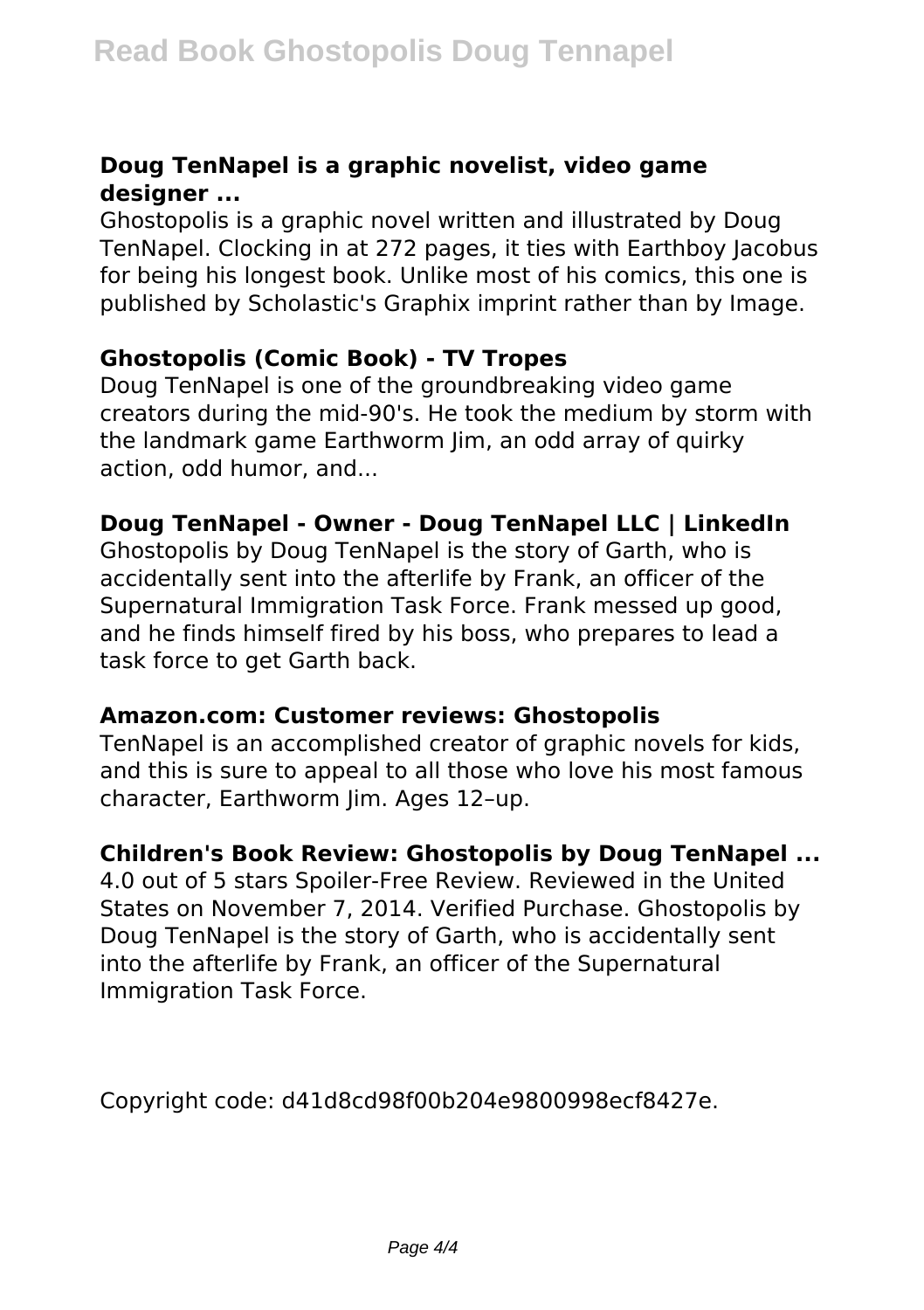**Doug TenNapel is a graphic novelist, video game designer ...**

Ghostopolis is a graphic novel written and illustrated by Doug TenNapel. Clocking in at 272 pages, it ties with Earthboy Jacobus for being his longest book. Unlike most of his comics, this one is published by Scholastic's Graphix imprint rather than by Image.

**Ghostopolis (Comic Book) - TV Tropes**

Doug TenNapel is one of the groundbreaking video game creators during the mid-90's. He took the medium by storm with the landmark game Earthworm Jim, an odd array of quirky action, odd humor, and...

**Doug TenNapel - Owner - Doug TenNapel LLC | LinkedIn**

Ghostopolis by Doug TenNapel is the story of Garth, who is accidentally sent into the afterlife by Frank, an officer of the Supernatural Immigration Task Force. Frank messed up good, and he finds himself fired by his boss, who prepares to lead a task force to get Garth back.

**Amazon.com: Customer reviews: Ghostopolis**

TenNapel is an accomplished creator of graphic novels for kids, and this is sure to appeal to all those who love his most famous character, Earthworm Jim. Ages 12–up.

**Children's Book Review: Ghostopolis by Doug TenNapel ...**

4.0 out of 5 stars Spoiler-Free Review. Reviewed in the United States on November 7, 2014. Verified Purchase. Ghostopolis by Doug TenNapel is the story of Garth, who is accidentally sent into the afterlife by Frank, an officer of the Supernatural Immigration Task Force.

Copyright code: d41d8cd98f00b204e9800998ecf8427e.